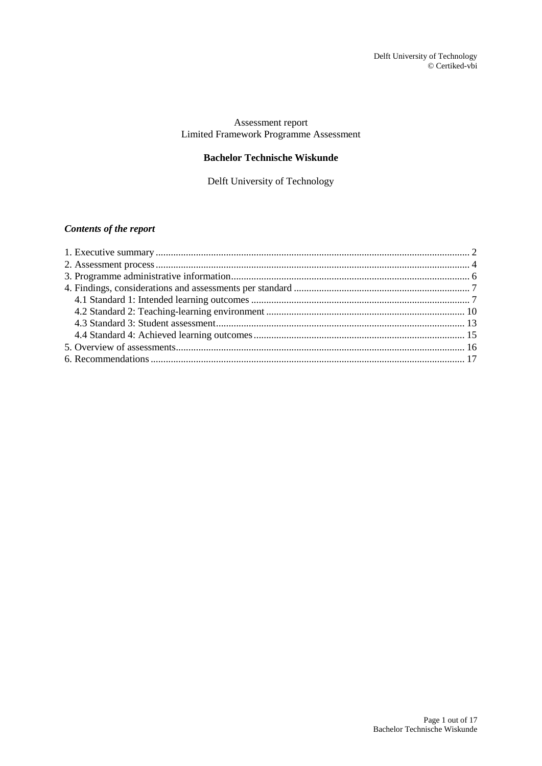Assessment report
Limited Framework Programme Assessment

# Bachelor Technische Wiskunde

Delft University of Technology

***Contents of the report***

1. Executive summary ........................................................................................................ 2
2. Assessment process ...................................................................................................... 4
3. Programme administrative information .......................................................................... 6
4. Findings, considerations and assessments per standard ................................................ 7
   - 4.1 Standard 1: Intended learning outcomes ................................................................. 7
   - 4.2 Standard 2: Teaching-learning environment .......................................................... 10
   - 4.3 Standard 3: Student assessment ............................................................................ 13
   - 4.4 Standard 4: Achieved learning outcomes .............................................................. 15
5. Overview of assessments ............................................................................................. 16
6. Recommendations ....................................................................................................... 17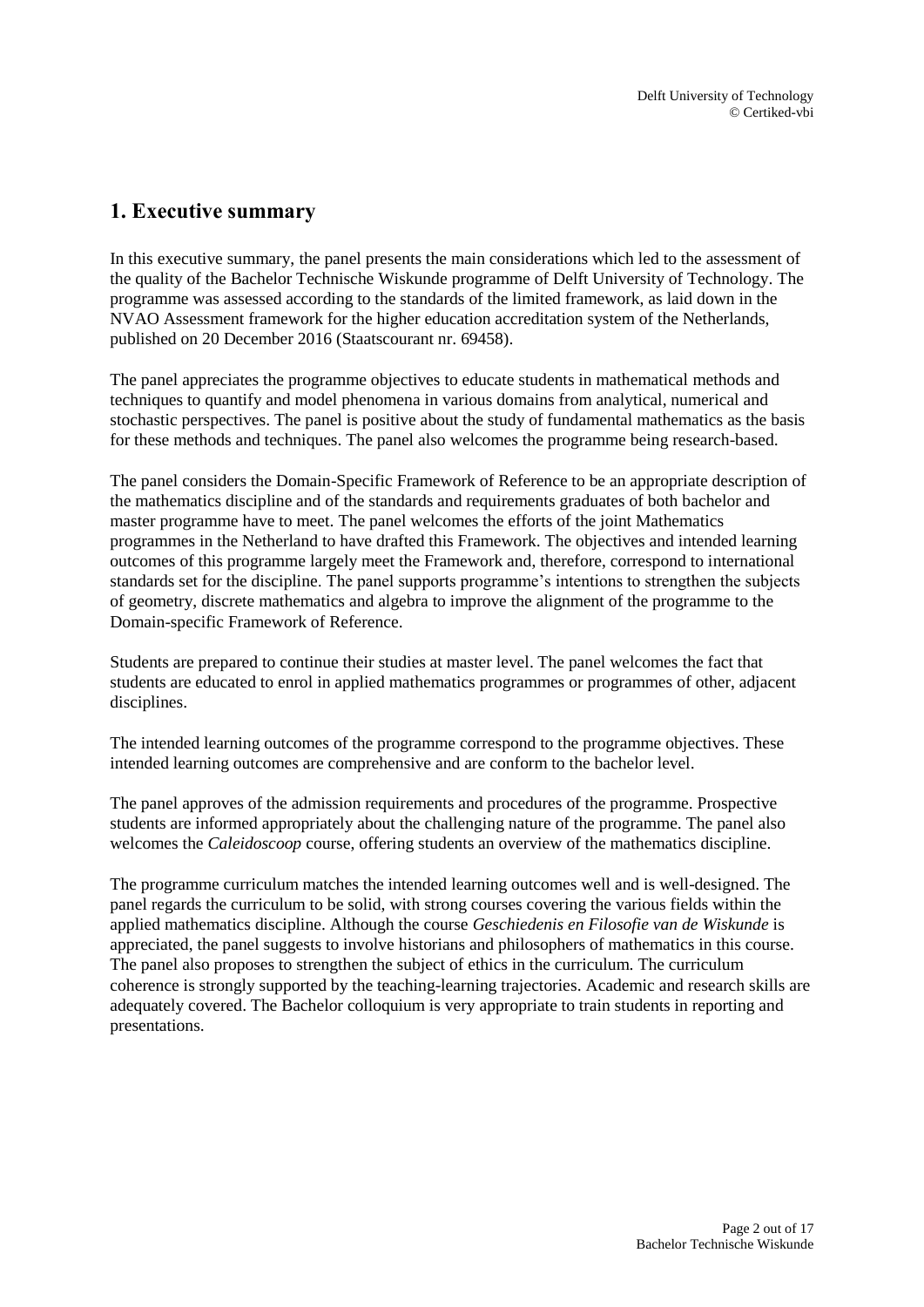# 1. Executive summary

In this executive summary, the panel presents the main considerations which led to the assessment of the quality of the Bachelor Technische Wiskunde programme of Delft University of Technology. The programme was assessed according to the standards of the limited framework, as laid down in the NVAO Assessment framework for the higher education accreditation system of the Netherlands, published on 20 December 2016 (Staatscourant nr. 69458).

The panel appreciates the programme objectives to educate students in mathematical methods and techniques to quantify and model phenomena in various domains from analytical, numerical and stochastic perspectives. The panel is positive about the study of fundamental mathematics as the basis for these methods and techniques. The panel also welcomes the programme being research-based.

The panel considers the Domain-Specific Framework of Reference to be an appropriate description of the mathematics discipline and of the standards and requirements graduates of both bachelor and master programme have to meet. The panel welcomes the efforts of the joint Mathematics programmes in the Netherland to have drafted this Framework. The objectives and intended learning outcomes of this programme largely meet the Framework and, therefore, correspond to international standards set for the discipline. The panel supports programme's intentions to strengthen the subjects of geometry, discrete mathematics and algebra to improve the alignment of the programme to the Domain-specific Framework of Reference.

Students are prepared to continue their studies at master level. The panel welcomes the fact that students are educated to enrol in applied mathematics programmes or programmes of other, adjacent disciplines.

The intended learning outcomes of the programme correspond to the programme objectives. These intended learning outcomes are comprehensive and are conform to the bachelor level.

The panel approves of the admission requirements and procedures of the programme. Prospective students are informed appropriately about the challenging nature of the programme. The panel also welcomes the *Caleidoscoop* course, offering students an overview of the mathematics discipline.

The programme curriculum matches the intended learning outcomes well and is well-designed. The panel regards the curriculum to be solid, with strong courses covering the various fields within the applied mathematics discipline. Although the course *Geschiedenis en Filosofie van de Wiskunde* is appreciated, the panel suggests to involve historians and philosophers of mathematics in this course. The panel also proposes to strengthen the subject of ethics in the curriculum. The curriculum coherence is strongly supported by the teaching-learning trajectories. Academic and research skills are adequately covered. The Bachelor colloquium is very appropriate to train students in reporting and presentations.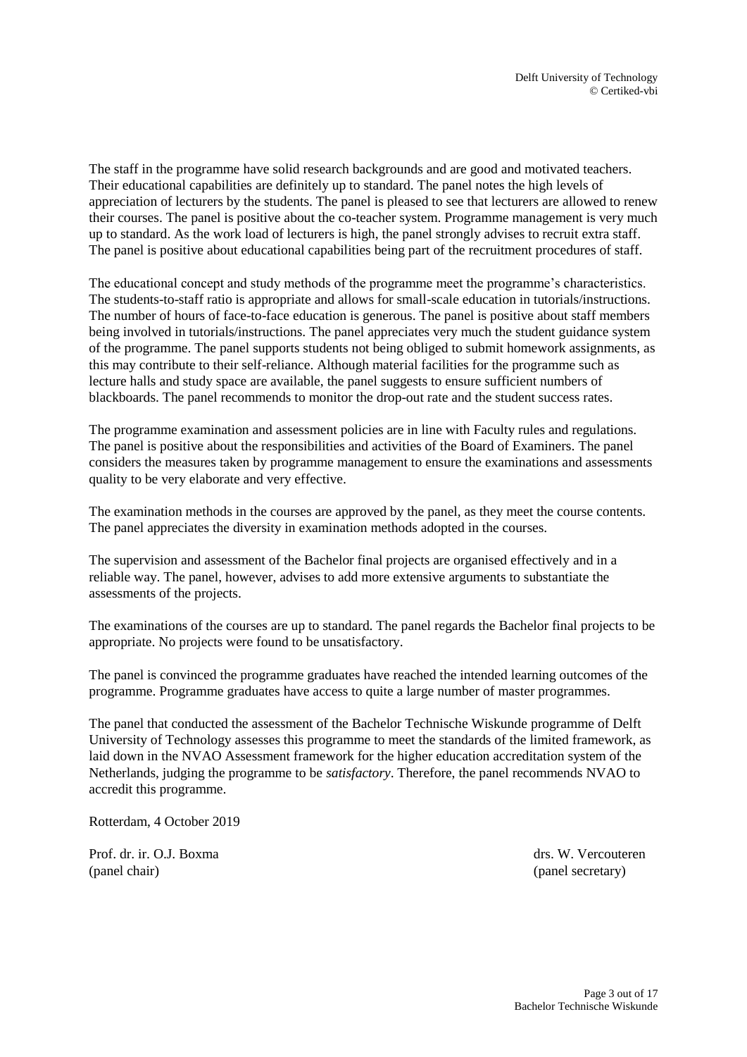The staff in the programme have solid research backgrounds and are good and motivated teachers. Their educational capabilities are definitely up to standard. The panel notes the high levels of appreciation of lecturers by the students. The panel is pleased to see that lecturers are allowed to renew their courses. The panel is positive about the co-teacher system. Programme management is very much up to standard. As the work load of lecturers is high, the panel strongly advises to recruit extra staff. The panel is positive about educational capabilities being part of the recruitment procedures of staff.

The educational concept and study methods of the programme meet the programme's characteristics. The students-to-staff ratio is appropriate and allows for small-scale education in tutorials/instructions. The number of hours of face-to-face education is generous. The panel is positive about staff members being involved in tutorials/instructions. The panel appreciates very much the student guidance system of the programme. The panel supports students not being obliged to submit homework assignments, as this may contribute to their self-reliance. Although material facilities for the programme such as lecture halls and study space are available, the panel suggests to ensure sufficient numbers of blackboards. The panel recommends to monitor the drop-out rate and the student success rates.

The programme examination and assessment policies are in line with Faculty rules and regulations. The panel is positive about the responsibilities and activities of the Board of Examiners. The panel considers the measures taken by programme management to ensure the examinations and assessments quality to be very elaborate and very effective.

The examination methods in the courses are approved by the panel, as they meet the course contents. The panel appreciates the diversity in examination methods adopted in the courses.

The supervision and assessment of the Bachelor final projects are organised effectively and in a reliable way. The panel, however, advises to add more extensive arguments to substantiate the assessments of the projects.

The examinations of the courses are up to standard. The panel regards the Bachelor final projects to be appropriate. No projects were found to be unsatisfactory.

The panel is convinced the programme graduates have reached the intended learning outcomes of the programme. Programme graduates have access to quite a large number of master programmes.

The panel that conducted the assessment of the Bachelor Technische Wiskunde programme of Delft University of Technology assesses this programme to meet the standards of the limited framework, as laid down in the NVAO Assessment framework for the higher education accreditation system of the Netherlands, judging the programme to be *satisfactory*. Therefore, the panel recommends NVAO to accredit this programme.

Rotterdam, 4 October 2019

Prof. dr. ir. O.J. Boxma
(panel chair)

drs. W. Vercouteren
(panel secretary)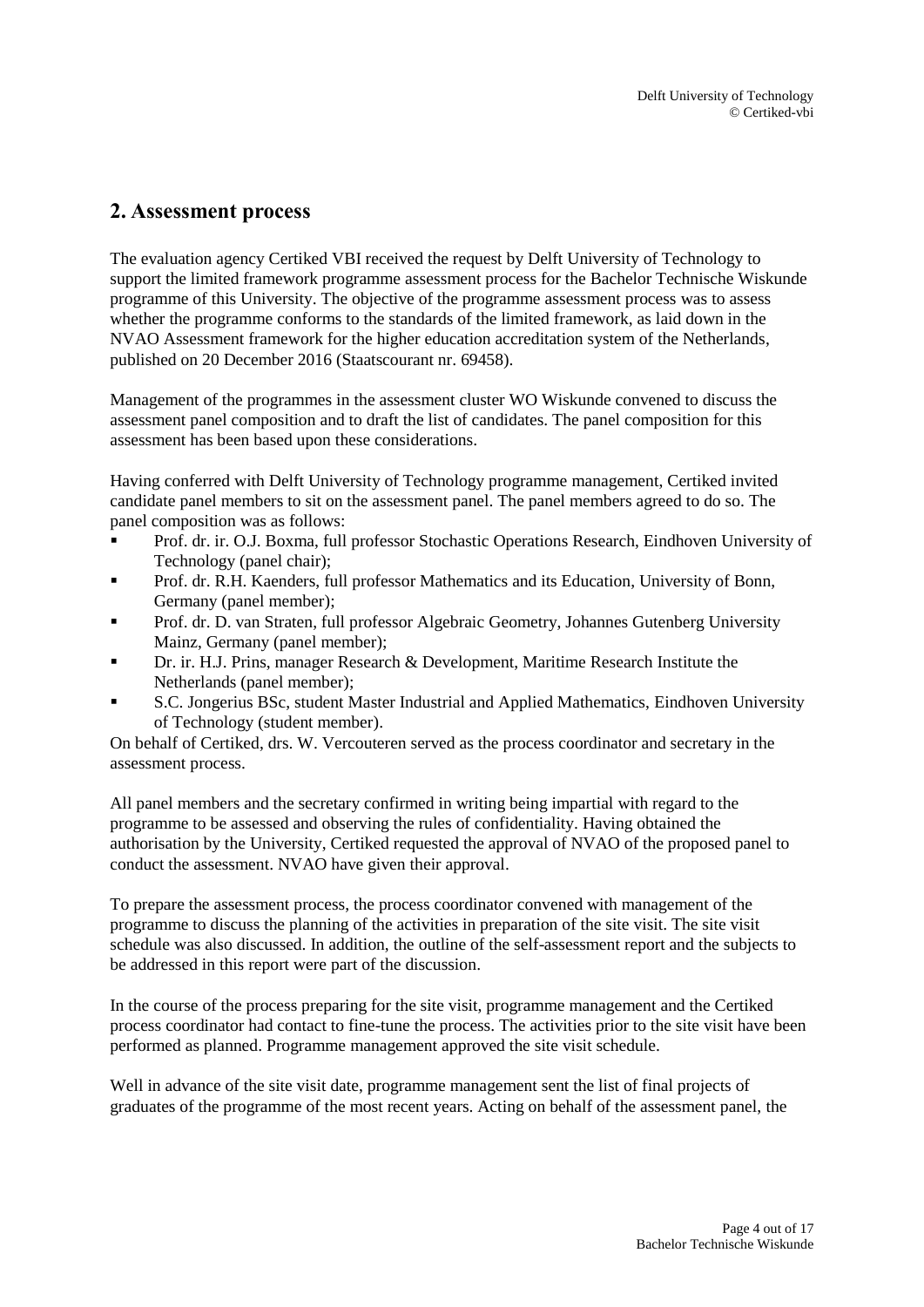## 2. Assessment process

The evaluation agency Certiked VBI received the request by Delft University of Technology to support the limited framework programme assessment process for the Bachelor Technische Wiskunde programme of this University. The objective of the programme assessment process was to assess whether the programme conforms to the standards of the limited framework, as laid down in the NVAO Assessment framework for the higher education accreditation system of the Netherlands, published on 20 December 2016 (Staatscourant nr. 69458).

Management of the programmes in the assessment cluster WO Wiskunde convened to discuss the assessment panel composition and to draft the list of candidates. The panel composition for this assessment has been based upon these considerations.

Having conferred with Delft University of Technology programme management, Certiked invited candidate panel members to sit on the assessment panel. The panel members agreed to do so. The panel composition was as follows:

- Prof. dr. ir. O.J. Boxma, full professor Stochastic Operations Research, Eindhoven University of Technology (panel chair);
- Prof. dr. R.H. Kaenders, full professor Mathematics and its Education, University of Bonn, Germany (panel member);
- Prof. dr. D. van Straten, full professor Algebraic Geometry, Johannes Gutenberg University Mainz, Germany (panel member);
- Dr. ir. H.J. Prins, manager Research & Development, Maritime Research Institute the Netherlands (panel member);
- S.C. Jongerius BSc, student Master Industrial and Applied Mathematics, Eindhoven University of Technology (student member).

On behalf of Certiked, drs. W. Vercouteren served as the process coordinator and secretary in the assessment process.

All panel members and the secretary confirmed in writing being impartial with regard to the programme to be assessed and observing the rules of confidentiality. Having obtained the authorisation by the University, Certiked requested the approval of NVAO of the proposed panel to conduct the assessment. NVAO have given their approval.

To prepare the assessment process, the process coordinator convened with management of the programme to discuss the planning of the activities in preparation of the site visit. The site visit schedule was also discussed. In addition, the outline of the self-assessment report and the subjects to be addressed in this report were part of the discussion.

In the course of the process preparing for the site visit, programme management and the Certiked process coordinator had contact to fine-tune the process. The activities prior to the site visit have been performed as planned. Programme management approved the site visit schedule.

Well in advance of the site visit date, programme management sent the list of final projects of graduates of the programme of the most recent years. Acting on behalf of the assessment panel, the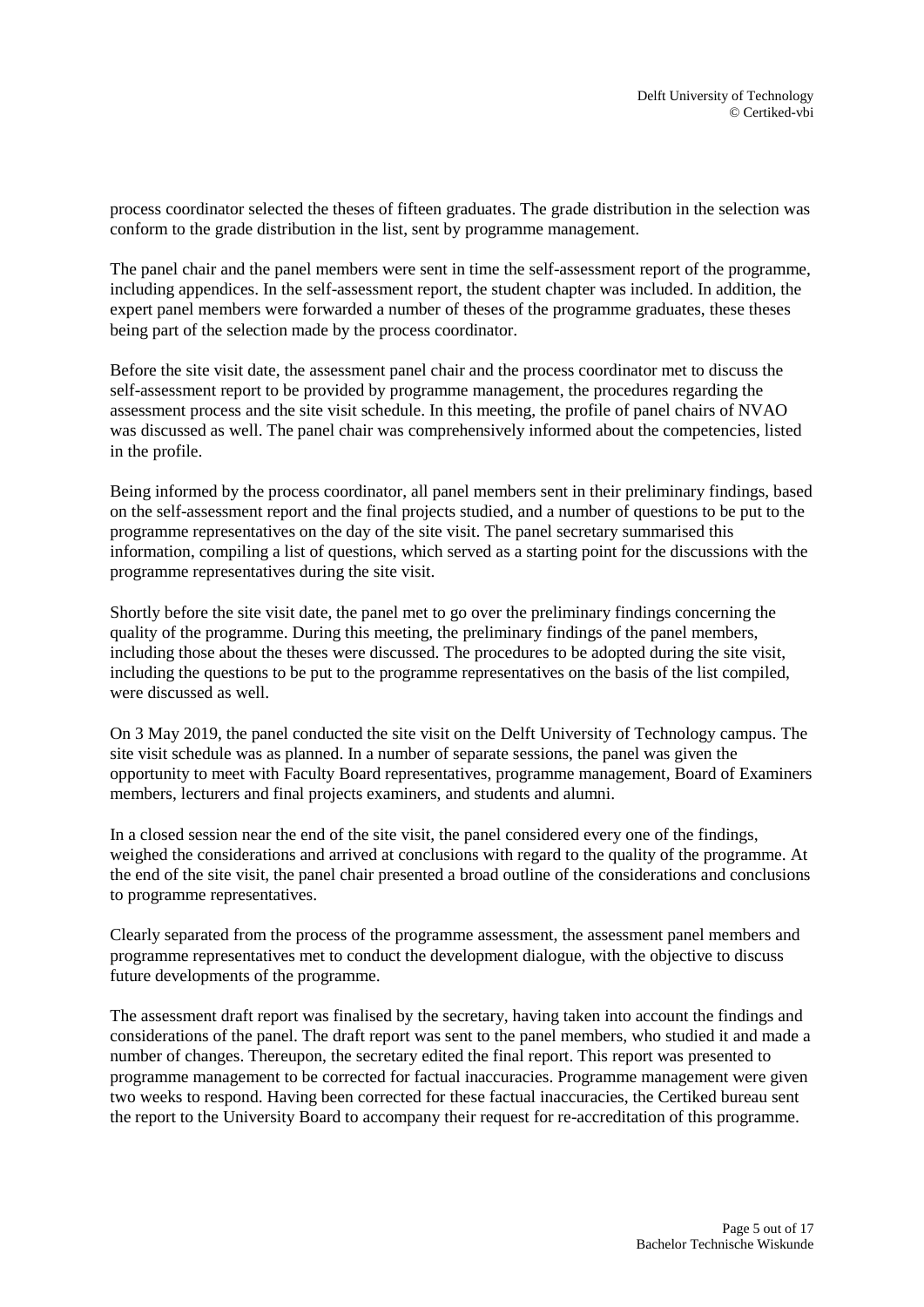process coordinator selected the theses of fifteen graduates. The grade distribution in the selection was conform to the grade distribution in the list, sent by programme management.

The panel chair and the panel members were sent in time the self-assessment report of the programme, including appendices. In the self-assessment report, the student chapter was included. In addition, the expert panel members were forwarded a number of theses of the programme graduates, these theses being part of the selection made by the process coordinator.

Before the site visit date, the assessment panel chair and the process coordinator met to discuss the self-assessment report to be provided by programme management, the procedures regarding the assessment process and the site visit schedule. In this meeting, the profile of panel chairs of NVAO was discussed as well. The panel chair was comprehensively informed about the competencies, listed in the profile.

Being informed by the process coordinator, all panel members sent in their preliminary findings, based on the self-assessment report and the final projects studied, and a number of questions to be put to the programme representatives on the day of the site visit. The panel secretary summarised this information, compiling a list of questions, which served as a starting point for the discussions with the programme representatives during the site visit.

Shortly before the site visit date, the panel met to go over the preliminary findings concerning the quality of the programme. During this meeting, the preliminary findings of the panel members, including those about the theses were discussed. The procedures to be adopted during the site visit, including the questions to be put to the programme representatives on the basis of the list compiled, were discussed as well.

On 3 May 2019, the panel conducted the site visit on the Delft University of Technology campus. The site visit schedule was as planned. In a number of separate sessions, the panel was given the opportunity to meet with Faculty Board representatives, programme management, Board of Examiners members, lecturers and final projects examiners, and students and alumni.

In a closed session near the end of the site visit, the panel considered every one of the findings, weighed the considerations and arrived at conclusions with regard to the quality of the programme. At the end of the site visit, the panel chair presented a broad outline of the considerations and conclusions to programme representatives.

Clearly separated from the process of the programme assessment, the assessment panel members and programme representatives met to conduct the development dialogue, with the objective to discuss future developments of the programme.

The assessment draft report was finalised by the secretary, having taken into account the findings and considerations of the panel. The draft report was sent to the panel members, who studied it and made a number of changes. Thereupon, the secretary edited the final report. This report was presented to programme management to be corrected for factual inaccuracies. Programme management were given two weeks to respond. Having been corrected for these factual inaccuracies, the Certiked bureau sent the report to the University Board to accompany their request for re-accreditation of this programme.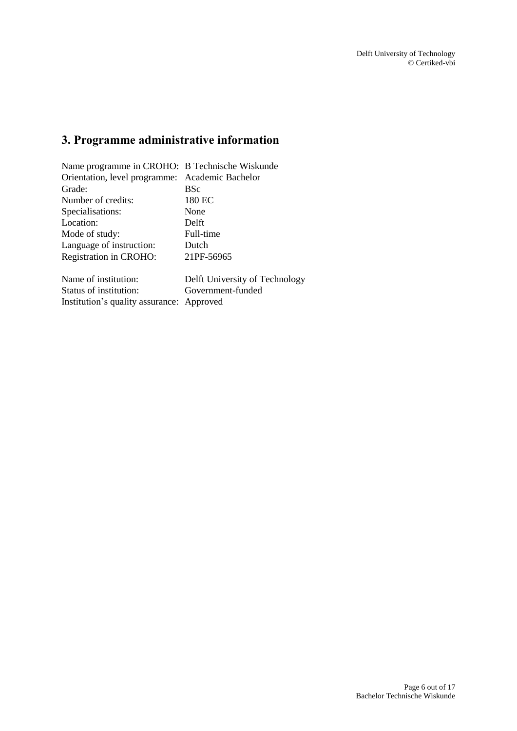## 3. Programme administrative information

| | |
|---|---|
| Name programme in CROHO: | B Technische Wiskunde |
| Orientation, level programme: | Academic Bachelor |
| Grade: | BSc |
| Number of credits: | 180 EC |
| Specialisations: | None |
| Location: | Delft |
| Mode of study: | Full-time |
| Language of instruction: | Dutch |
| Registration in CROHO: | 21PF-56965 |

| | |
|---|---|
| Name of institution: | Delft University of Technology |
| Status of institution: | Government-funded |
| Institution's quality assurance: | Approved |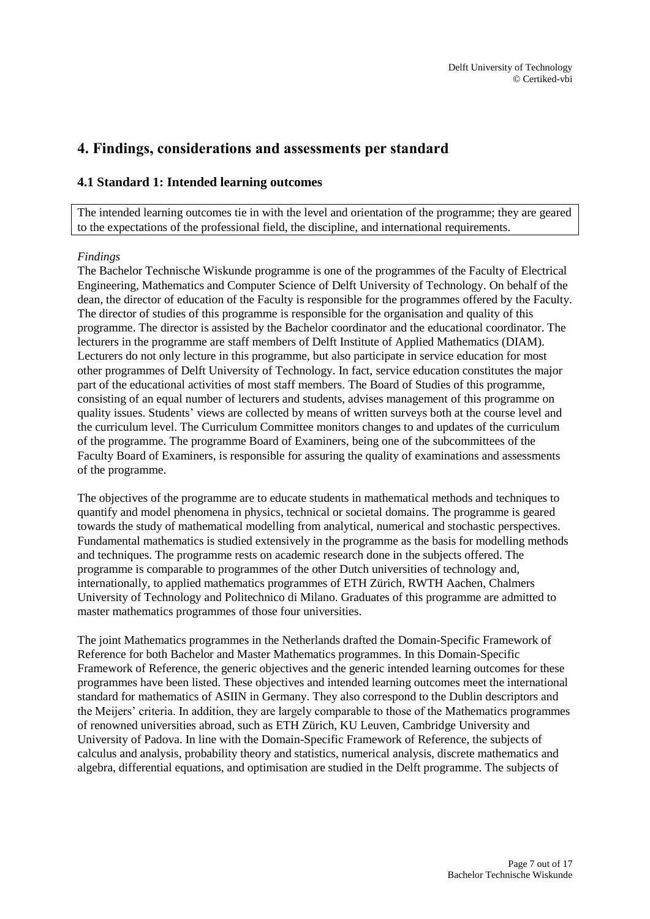# 4. Findings, considerations and assessments per standard

## 4.1 Standard 1: Intended learning outcomes

The intended learning outcomes tie in with the level and orientation of the programme; they are geared to the expectations of the professional field, the discipline, and international requirements.

*Findings*

The Bachelor Technische Wiskunde programme is one of the programmes of the Faculty of Electrical Engineering, Mathematics and Computer Science of Delft University of Technology. On behalf of the dean, the director of education of the Faculty is responsible for the programmes offered by the Faculty. The director of studies of this programme is responsible for the organisation and quality of this programme. The director is assisted by the Bachelor coordinator and the educational coordinator. The lecturers in the programme are staff members of Delft Institute of Applied Mathematics (DIAM). Lecturers do not only lecture in this programme, but also participate in service education for most other programmes of Delft University of Technology. In fact, service education constitutes the major part of the educational activities of most staff members. The Board of Studies of this programme, consisting of an equal number of lecturers and students, advises management of this programme on quality issues. Students' views are collected by means of written surveys both at the course level and the curriculum level. The Curriculum Committee monitors changes to and updates of the curriculum of the programme. The programme Board of Examiners, being one of the subcommittees of the Faculty Board of Examiners, is responsible for assuring the quality of examinations and assessments of the programme.

The objectives of the programme are to educate students in mathematical methods and techniques to quantify and model phenomena in physics, technical or societal domains. The programme is geared towards the study of mathematical modelling from analytical, numerical and stochastic perspectives. Fundamental mathematics is studied extensively in the programme as the basis for modelling methods and techniques. The programme rests on academic research done in the subjects offered. The programme is comparable to programmes of the other Dutch universities of technology and, internationally, to applied mathematics programmes of ETH Zürich, RWTH Aachen, Chalmers University of Technology and Politechnico di Milano. Graduates of this programme are admitted to master mathematics programmes of those four universities.

The joint Mathematics programmes in the Netherlands drafted the Domain-Specific Framework of Reference for both Bachelor and Master Mathematics programmes. In this Domain-Specific Framework of Reference, the generic objectives and the generic intended learning outcomes for these programmes have been listed. These objectives and intended learning outcomes meet the international standard for mathematics of ASIIN in Germany. They also correspond to the Dublin descriptors and the Meijers' criteria. In addition, they are largely comparable to those of the Mathematics programmes of renowned universities abroad, such as ETH Zürich, KU Leuven, Cambridge University and University of Padova. In line with the Domain-Specific Framework of Reference, the subjects of calculus and analysis, probability theory and statistics, numerical analysis, discrete mathematics and algebra, differential equations, and optimisation are studied in the Delft programme. The subjects of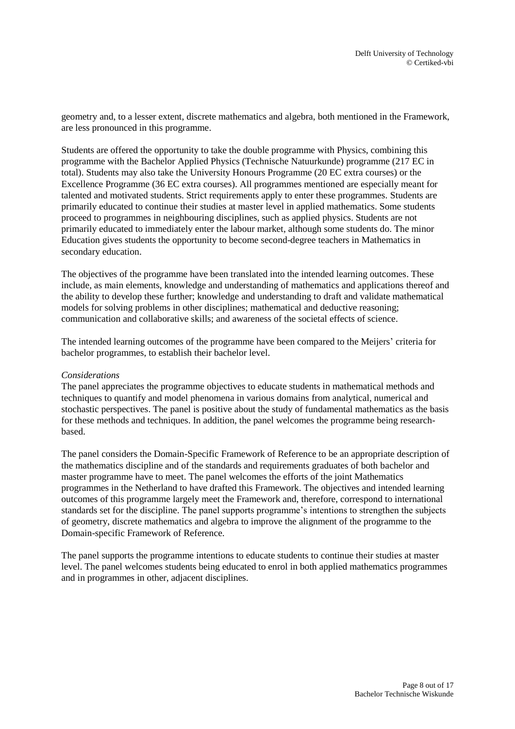geometry and, to a lesser extent, discrete mathematics and algebra, both mentioned in the Framework, are less pronounced in this programme.

Students are offered the opportunity to take the double programme with Physics, combining this programme with the Bachelor Applied Physics (Technische Natuurkunde) programme (217 EC in total). Students may also take the University Honours Programme (20 EC extra courses) or the Excellence Programme (36 EC extra courses). All programmes mentioned are especially meant for talented and motivated students. Strict requirements apply to enter these programmes. Students are primarily educated to continue their studies at master level in applied mathematics. Some students proceed to programmes in neighbouring disciplines, such as applied physics. Students are not primarily educated to immediately enter the labour market, although some students do. The minor Education gives students the opportunity to become second-degree teachers in Mathematics in secondary education.

The objectives of the programme have been translated into the intended learning outcomes. These include, as main elements, knowledge and understanding of mathematics and applications thereof and the ability to develop these further; knowledge and understanding to draft and validate mathematical models for solving problems in other disciplines; mathematical and deductive reasoning; communication and collaborative skills; and awareness of the societal effects of science.

The intended learning outcomes of the programme have been compared to the Meijers' criteria for bachelor programmes, to establish their bachelor level.

*Considerations*

The panel appreciates the programme objectives to educate students in mathematical methods and techniques to quantify and model phenomena in various domains from analytical, numerical and stochastic perspectives. The panel is positive about the study of fundamental mathematics as the basis for these methods and techniques. In addition, the panel welcomes the programme being research-based.

The panel considers the Domain-Specific Framework of Reference to be an appropriate description of the mathematics discipline and of the standards and requirements graduates of both bachelor and master programme have to meet. The panel welcomes the efforts of the joint Mathematics programmes in the Netherland to have drafted this Framework. The objectives and intended learning outcomes of this programme largely meet the Framework and, therefore, correspond to international standards set for the discipline. The panel supports programme's intentions to strengthen the subjects of geometry, discrete mathematics and algebra to improve the alignment of the programme to the Domain-specific Framework of Reference.

The panel supports the programme intentions to educate students to continue their studies at master level. The panel welcomes students being educated to enrol in both applied mathematics programmes and in programmes in other, adjacent disciplines.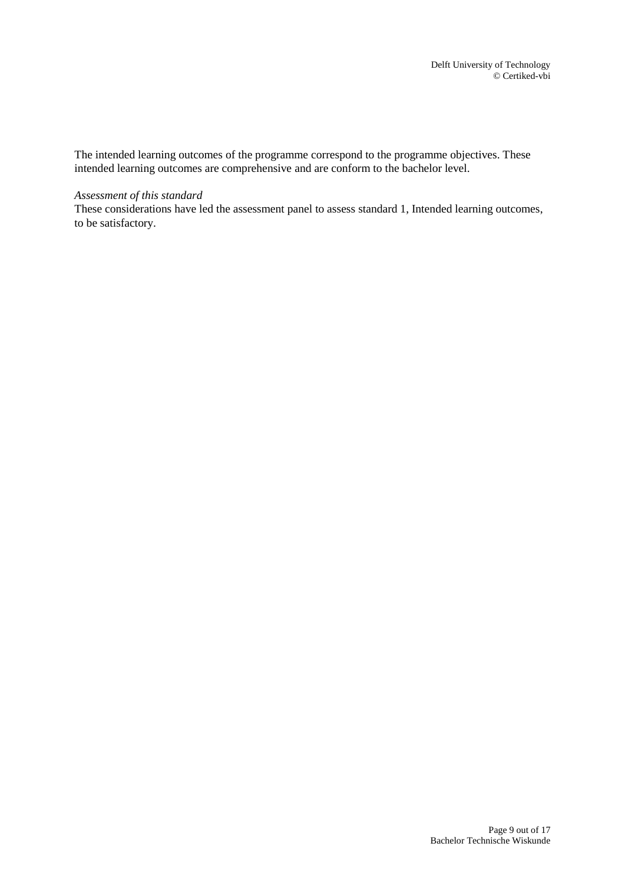The intended learning outcomes of the programme correspond to the programme objectives. These intended learning outcomes are comprehensive and are conform to the bachelor level.

*Assessment of this standard*

These considerations have led the assessment panel to assess standard 1, Intended learning outcomes, to be satisfactory.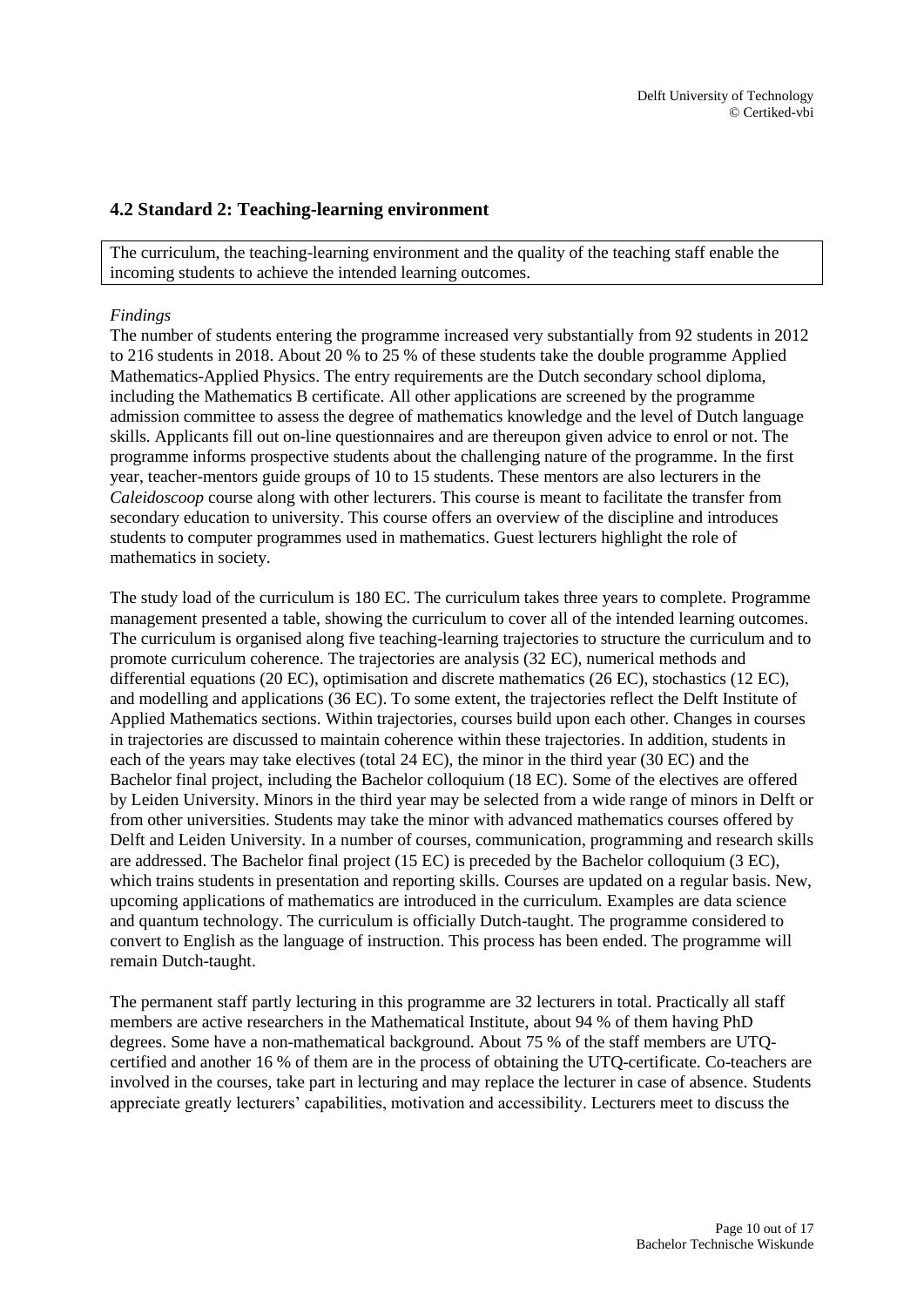## 4.2 Standard 2: Teaching-learning environment

The curriculum, the teaching-learning environment and the quality of the teaching staff enable the incoming students to achieve the intended learning outcomes.

*Findings*

The number of students entering the programme increased very substantially from 92 students in 2012 to 216 students in 2018. About 20 % to 25 % of these students take the double programme Applied Mathematics-Applied Physics. The entry requirements are the Dutch secondary school diploma, including the Mathematics B certificate. All other applications are screened by the programme admission committee to assess the degree of mathematics knowledge and the level of Dutch language skills. Applicants fill out on-line questionnaires and are thereupon given advice to enrol or not. The programme informs prospective students about the challenging nature of the programme. In the first year, teacher-mentors guide groups of 10 to 15 students. These mentors are also lecturers in the *Caleidoscoop* course along with other lecturers. This course is meant to facilitate the transfer from secondary education to university. This course offers an overview of the discipline and introduces students to computer programmes used in mathematics. Guest lecturers highlight the role of mathematics in society.

The study load of the curriculum is 180 EC. The curriculum takes three years to complete. Programme management presented a table, showing the curriculum to cover all of the intended learning outcomes. The curriculum is organised along five teaching-learning trajectories to structure the curriculum and to promote curriculum coherence. The trajectories are analysis (32 EC), numerical methods and differential equations (20 EC), optimisation and discrete mathematics (26 EC), stochastics (12 EC), and modelling and applications (36 EC). To some extent, the trajectories reflect the Delft Institute of Applied Mathematics sections. Within trajectories, courses build upon each other. Changes in courses in trajectories are discussed to maintain coherence within these trajectories. In addition, students in each of the years may take electives (total 24 EC), the minor in the third year (30 EC) and the Bachelor final project, including the Bachelor colloquium (18 EC). Some of the electives are offered by Leiden University. Minors in the third year may be selected from a wide range of minors in Delft or from other universities. Students may take the minor with advanced mathematics courses offered by Delft and Leiden University. In a number of courses, communication, programming and research skills are addressed. The Bachelor final project (15 EC) is preceded by the Bachelor colloquium (3 EC), which trains students in presentation and reporting skills. Courses are updated on a regular basis. New, upcoming applications of mathematics are introduced in the curriculum. Examples are data science and quantum technology. The curriculum is officially Dutch-taught. The programme considered to convert to English as the language of instruction. This process has been ended. The programme will remain Dutch-taught.

The permanent staff partly lecturing in this programme are 32 lecturers in total. Practically all staff members are active researchers in the Mathematical Institute, about 94 % of them having PhD degrees. Some have a non-mathematical background. About 75 % of the staff members are UTQ-certified and another 16 % of them are in the process of obtaining the UTQ-certificate. Co-teachers are involved in the courses, take part in lecturing and may replace the lecturer in case of absence. Students appreciate greatly lecturers' capabilities, motivation and accessibility. Lecturers meet to discuss the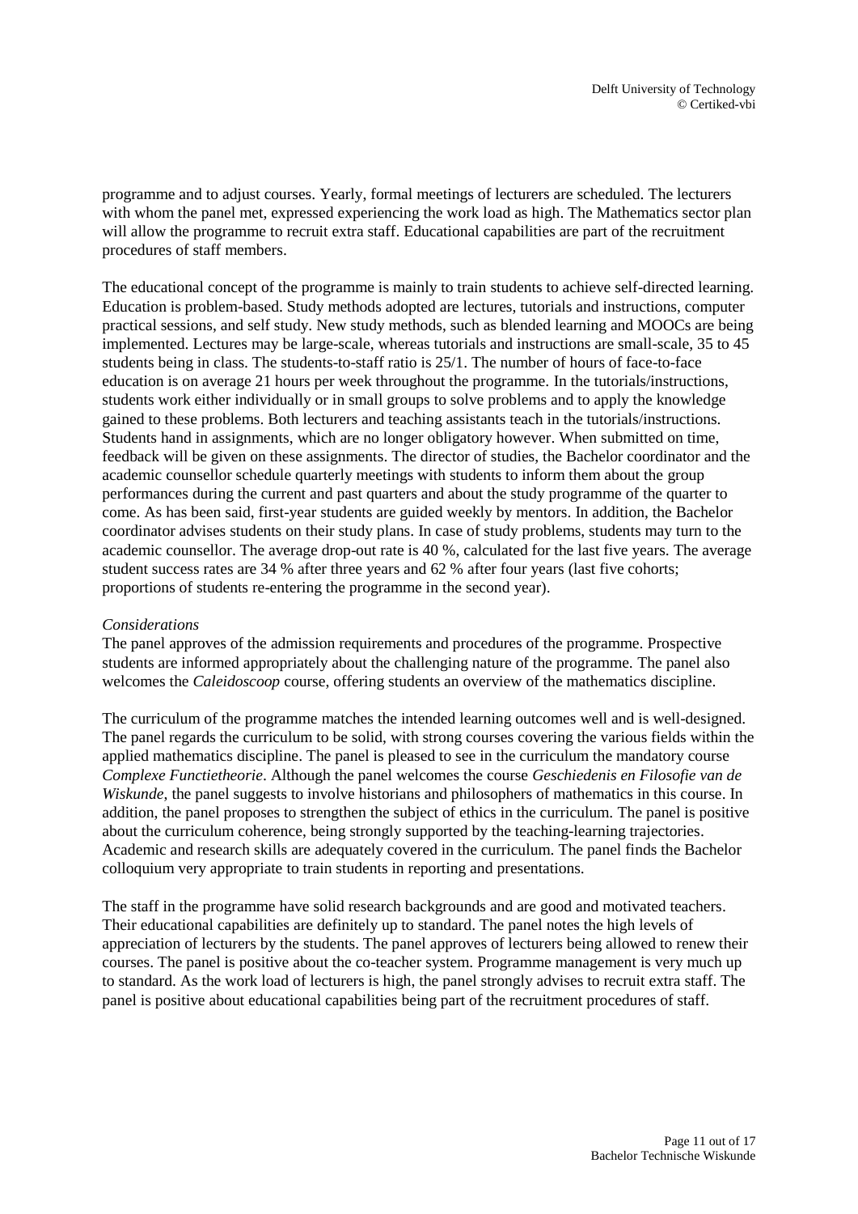programme and to adjust courses. Yearly, formal meetings of lecturers are scheduled. The lecturers with whom the panel met, expressed experiencing the work load as high. The Mathematics sector plan will allow the programme to recruit extra staff. Educational capabilities are part of the recruitment procedures of staff members.

The educational concept of the programme is mainly to train students to achieve self-directed learning. Education is problem-based. Study methods adopted are lectures, tutorials and instructions, computer practical sessions, and self study. New study methods, such as blended learning and MOOCs are being implemented. Lectures may be large-scale, whereas tutorials and instructions are small-scale, 35 to 45 students being in class. The students-to-staff ratio is 25/1. The number of hours of face-to-face education is on average 21 hours per week throughout the programme. In the tutorials/instructions, students work either individually or in small groups to solve problems and to apply the knowledge gained to these problems. Both lecturers and teaching assistants teach in the tutorials/instructions. Students hand in assignments, which are no longer obligatory however. When submitted on time, feedback will be given on these assignments. The director of studies, the Bachelor coordinator and the academic counsellor schedule quarterly meetings with students to inform them about the group performances during the current and past quarters and about the study programme of the quarter to come. As has been said, first-year students are guided weekly by mentors. In addition, the Bachelor coordinator advises students on their study plans. In case of study problems, students may turn to the academic counsellor. The average drop-out rate is 40 %, calculated for the last five years. The average student success rates are 34 % after three years and 62 % after four years (last five cohorts; proportions of students re-entering the programme in the second year).

*Considerations*

The panel approves of the admission requirements and procedures of the programme. Prospective students are informed appropriately about the challenging nature of the programme. The panel also welcomes the *Caleidoscoop* course, offering students an overview of the mathematics discipline.

The curriculum of the programme matches the intended learning outcomes well and is well-designed. The panel regards the curriculum to be solid, with strong courses covering the various fields within the applied mathematics discipline. The panel is pleased to see in the curriculum the mandatory course *Complexe Functietheorie*. Although the panel welcomes the course *Geschiedenis en Filosofie van de Wiskunde*, the panel suggests to involve historians and philosophers of mathematics in this course. In addition, the panel proposes to strengthen the subject of ethics in the curriculum. The panel is positive about the curriculum coherence, being strongly supported by the teaching-learning trajectories. Academic and research skills are adequately covered in the curriculum. The panel finds the Bachelor colloquium very appropriate to train students in reporting and presentations.

The staff in the programme have solid research backgrounds and are good and motivated teachers. Their educational capabilities are definitely up to standard. The panel notes the high levels of appreciation of lecturers by the students. The panel approves of lecturers being allowed to renew their courses. The panel is positive about the co-teacher system. Programme management is very much up to standard. As the work load of lecturers is high, the panel strongly advises to recruit extra staff. The panel is positive about educational capabilities being part of the recruitment procedures of staff.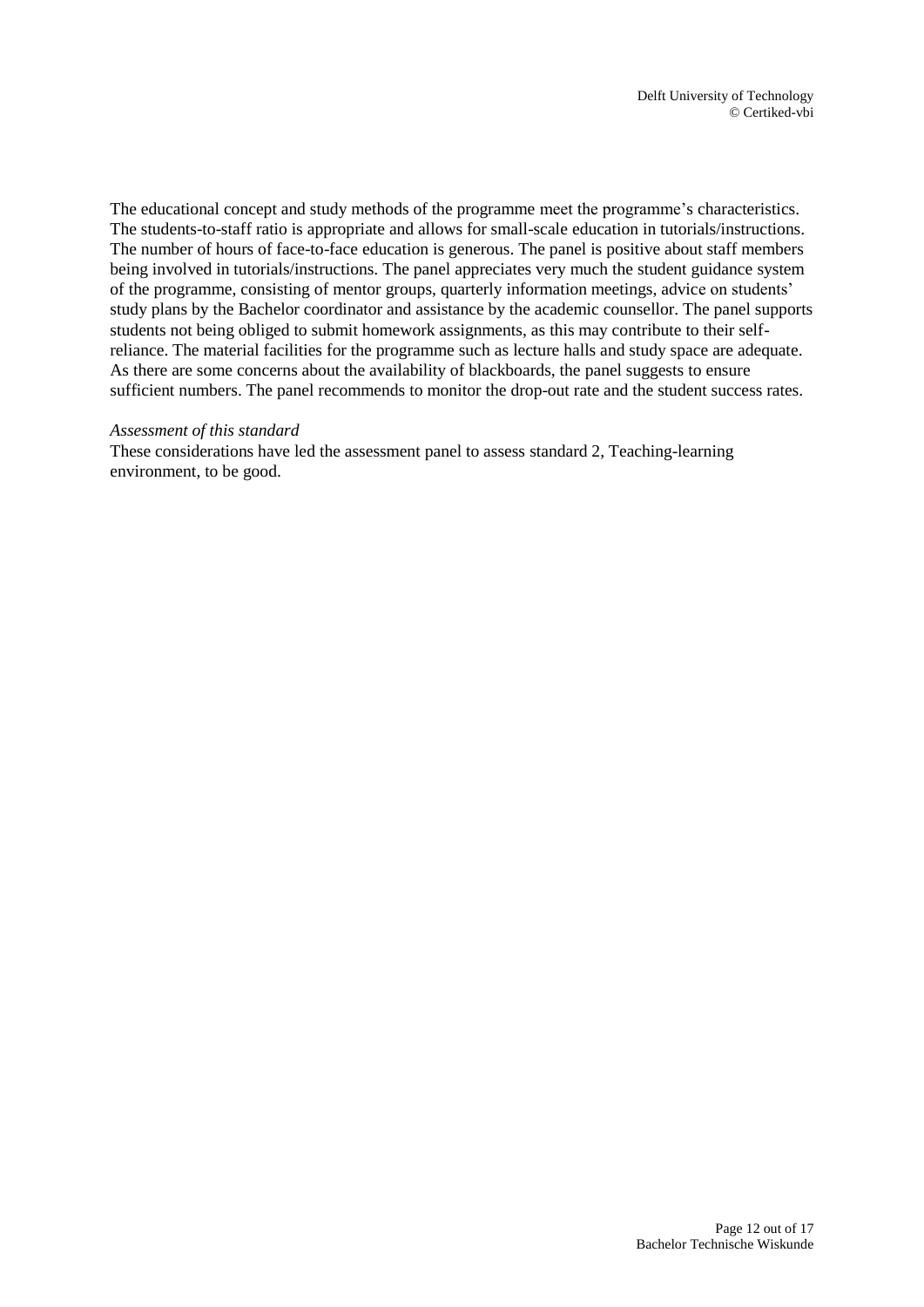The educational concept and study methods of the programme meet the programme's characteristics. The students-to-staff ratio is appropriate and allows for small-scale education in tutorials/instructions. The number of hours of face-to-face education is generous. The panel is positive about staff members being involved in tutorials/instructions. The panel appreciates very much the student guidance system of the programme, consisting of mentor groups, quarterly information meetings, advice on students' study plans by the Bachelor coordinator and assistance by the academic counsellor. The panel supports students not being obliged to submit homework assignments, as this may contribute to their self-reliance. The material facilities for the programme such as lecture halls and study space are adequate. As there are some concerns about the availability of blackboards, the panel suggests to ensure sufficient numbers. The panel recommends to monitor the drop-out rate and the student success rates.

*Assessment of this standard*

These considerations have led the assessment panel to assess standard 2, Teaching-learning environment, to be good.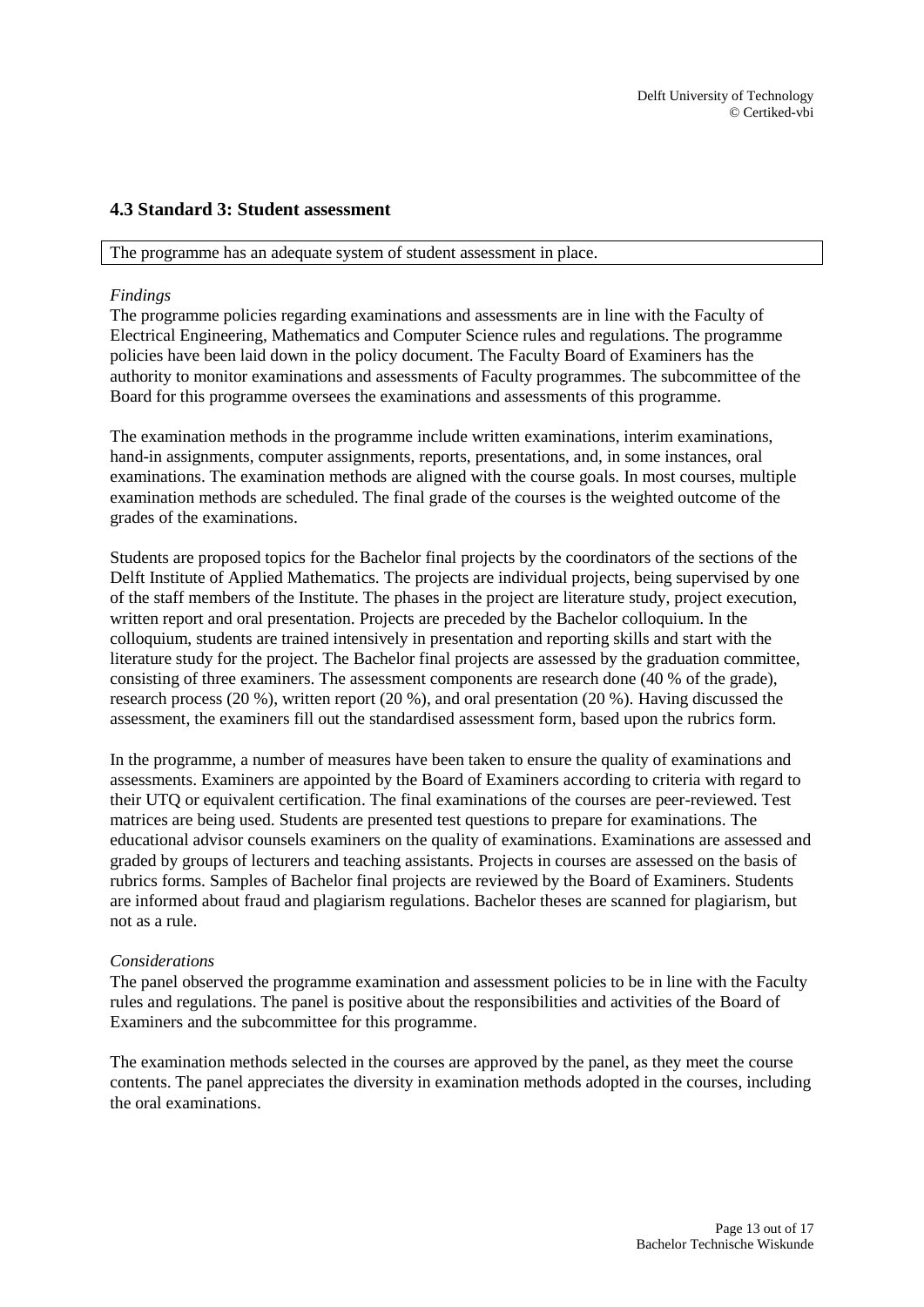### 4.3 Standard 3: Student assessment

The programme has an adequate system of student assessment in place.

*Findings*

The programme policies regarding examinations and assessments are in line with the Faculty of Electrical Engineering, Mathematics and Computer Science rules and regulations. The programme policies have been laid down in the policy document. The Faculty Board of Examiners has the authority to monitor examinations and assessments of Faculty programmes. The subcommittee of the Board for this programme oversees the examinations and assessments of this programme.

The examination methods in the programme include written examinations, interim examinations, hand-in assignments, computer assignments, reports, presentations, and, in some instances, oral examinations. The examination methods are aligned with the course goals. In most courses, multiple examination methods are scheduled. The final grade of the courses is the weighted outcome of the grades of the examinations.

Students are proposed topics for the Bachelor final projects by the coordinators of the sections of the Delft Institute of Applied Mathematics. The projects are individual projects, being supervised by one of the staff members of the Institute. The phases in the project are literature study, project execution, written report and oral presentation. Projects are preceded by the Bachelor colloquium. In the colloquium, students are trained intensively in presentation and reporting skills and start with the literature study for the project. The Bachelor final projects are assessed by the graduation committee, consisting of three examiners. The assessment components are research done (40 % of the grade), research process (20 %), written report (20 %), and oral presentation (20 %). Having discussed the assessment, the examiners fill out the standardised assessment form, based upon the rubrics form.

In the programme, a number of measures have been taken to ensure the quality of examinations and assessments. Examiners are appointed by the Board of Examiners according to criteria with regard to their UTQ or equivalent certification. The final examinations of the courses are peer-reviewed. Test matrices are being used. Students are presented test questions to prepare for examinations. The educational advisor counsels examiners on the quality of examinations. Examinations are assessed and graded by groups of lecturers and teaching assistants. Projects in courses are assessed on the basis of rubrics forms. Samples of Bachelor final projects are reviewed by the Board of Examiners. Students are informed about fraud and plagiarism regulations. Bachelor theses are scanned for plagiarism, but not as a rule.

*Considerations*

The panel observed the programme examination and assessment policies to be in line with the Faculty rules and regulations. The panel is positive about the responsibilities and activities of the Board of Examiners and the subcommittee for this programme.

The examination methods selected in the courses are approved by the panel, as they meet the course contents. The panel appreciates the diversity in examination methods adopted in the courses, including the oral examinations.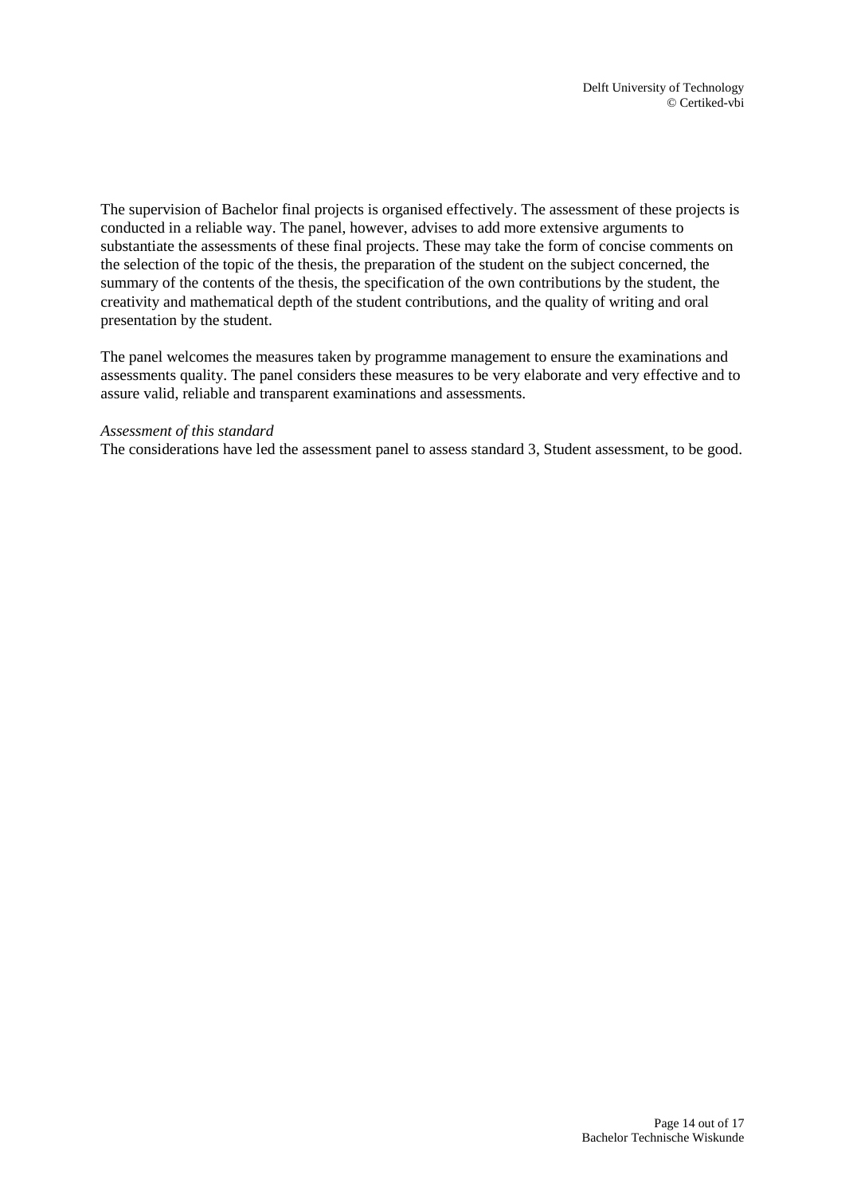The supervision of Bachelor final projects is organised effectively. The assessment of these projects is conducted in a reliable way. The panel, however, advises to add more extensive arguments to substantiate the assessments of these final projects. These may take the form of concise comments on the selection of the topic of the thesis, the preparation of the student on the subject concerned, the summary of the contents of the thesis, the specification of the own contributions by the student, the creativity and mathematical depth of the student contributions, and the quality of writing and oral presentation by the student.

The panel welcomes the measures taken by programme management to ensure the examinations and assessments quality. The panel considers these measures to be very elaborate and very effective and to assure valid, reliable and transparent examinations and assessments.

*Assessment of this standard*

The considerations have led the assessment panel to assess standard 3, Student assessment, to be good.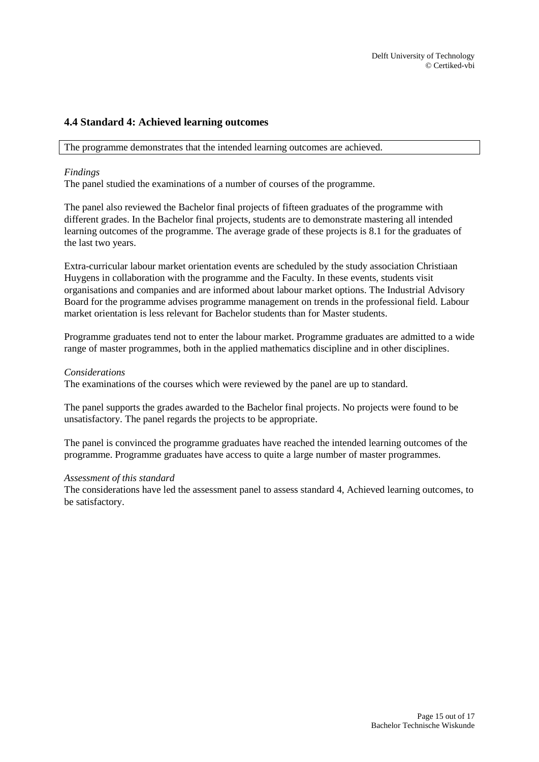### 4.4 Standard 4: Achieved learning outcomes

The programme demonstrates that the intended learning outcomes are achieved.

*Findings*
The panel studied the examinations of a number of courses of the programme.

The panel also reviewed the Bachelor final projects of fifteen graduates of the programme with different grades. In the Bachelor final projects, students are to demonstrate mastering all intended learning outcomes of the programme. The average grade of these projects is 8.1 for the graduates of the last two years.

Extra-curricular labour market orientation events are scheduled by the study association Christiaan Huygens in collaboration with the programme and the Faculty. In these events, students visit organisations and companies and are informed about labour market options. The Industrial Advisory Board for the programme advises programme management on trends in the professional field. Labour market orientation is less relevant for Bachelor students than for Master students.

Programme graduates tend not to enter the labour market. Programme graduates are admitted to a wide range of master programmes, both in the applied mathematics discipline and in other disciplines.

*Considerations*
The examinations of the courses which were reviewed by the panel are up to standard.

The panel supports the grades awarded to the Bachelor final projects. No projects were found to be unsatisfactory. The panel regards the projects to be appropriate.

The panel is convinced the programme graduates have reached the intended learning outcomes of the programme. Programme graduates have access to quite a large number of master programmes.

*Assessment of this standard*
The considerations have led the assessment panel to assess standard 4, Achieved learning outcomes, to be satisfactory.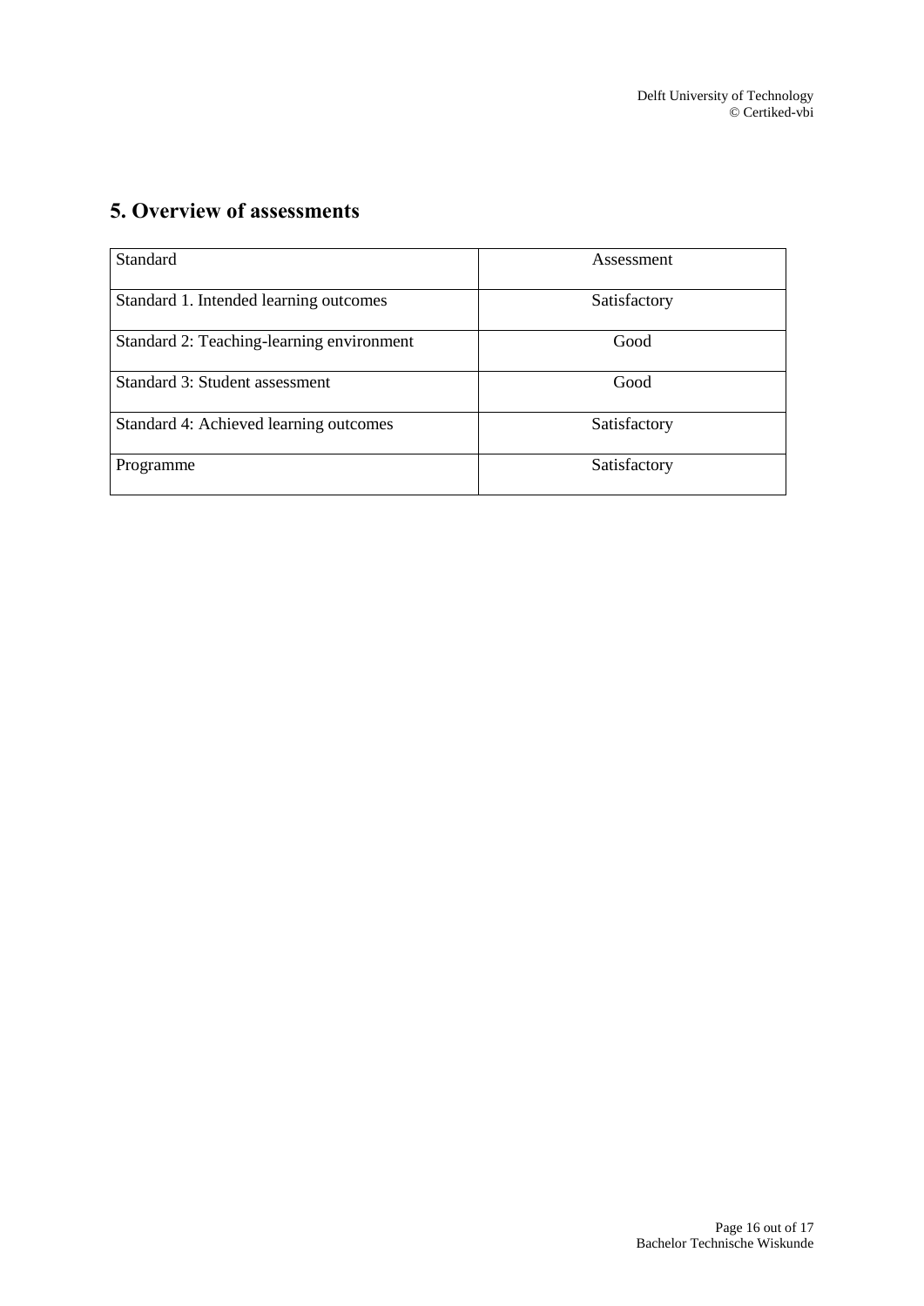# 5. Overview of assessments

| Standard | Assessment |
| --- | --- |
| Standard 1. Intended learning outcomes | Satisfactory |
| Standard 2: Teaching-learning environment | Good |
| Standard 3: Student assessment | Good |
| Standard 4: Achieved learning outcomes | Satisfactory |
| Programme | Satisfactory |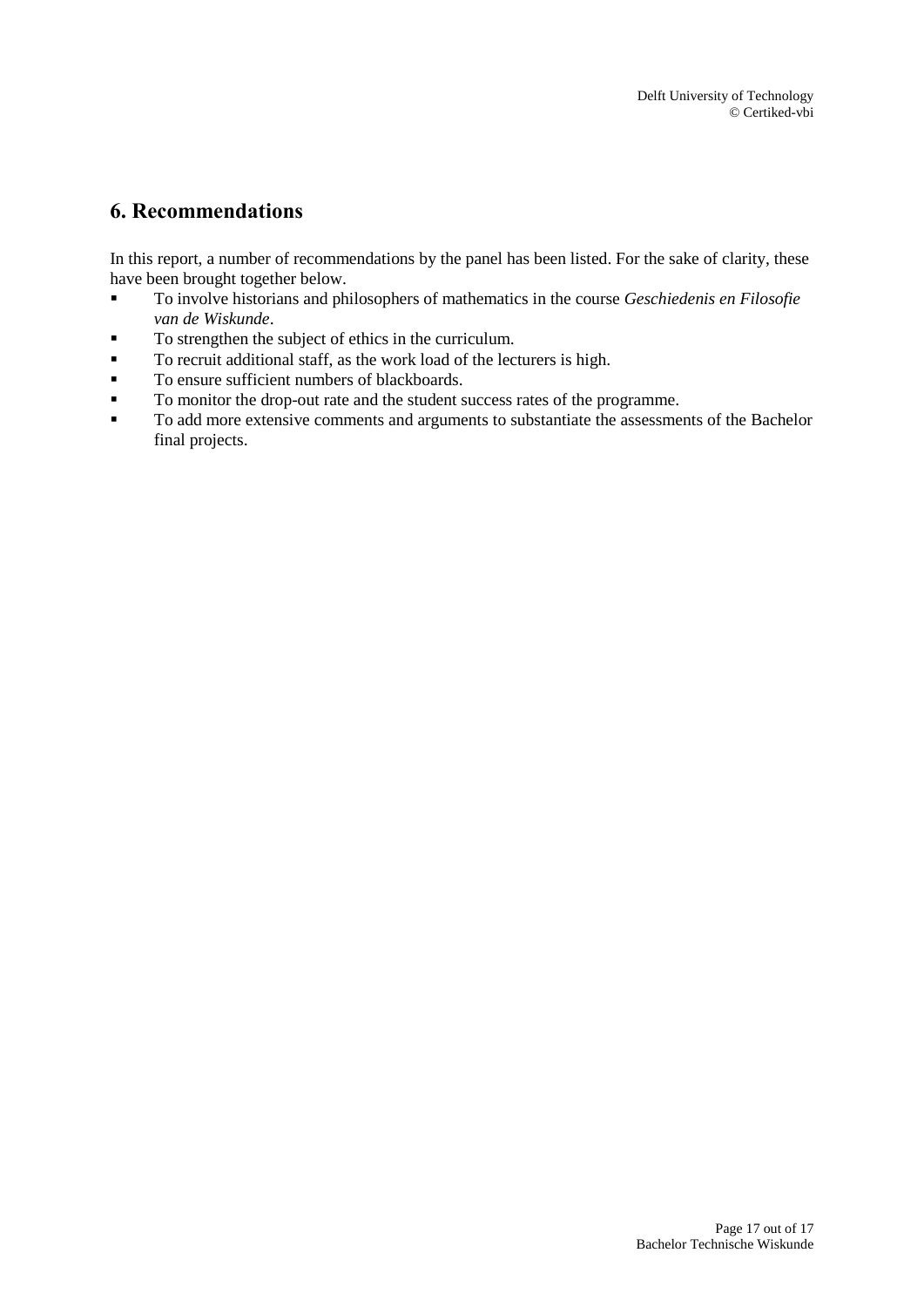## 6. Recommendations

In this report, a number of recommendations by the panel has been listed. For the sake of clarity, these have been brought together below.

- To involve historians and philosophers of mathematics in the course *Geschiedenis en Filosofie van de Wiskunde*.
- To strengthen the subject of ethics in the curriculum.
- To recruit additional staff, as the work load of the lecturers is high.
- To ensure sufficient numbers of blackboards.
- To monitor the drop-out rate and the student success rates of the programme.
- To add more extensive comments and arguments to substantiate the assessments of the Bachelor final projects.